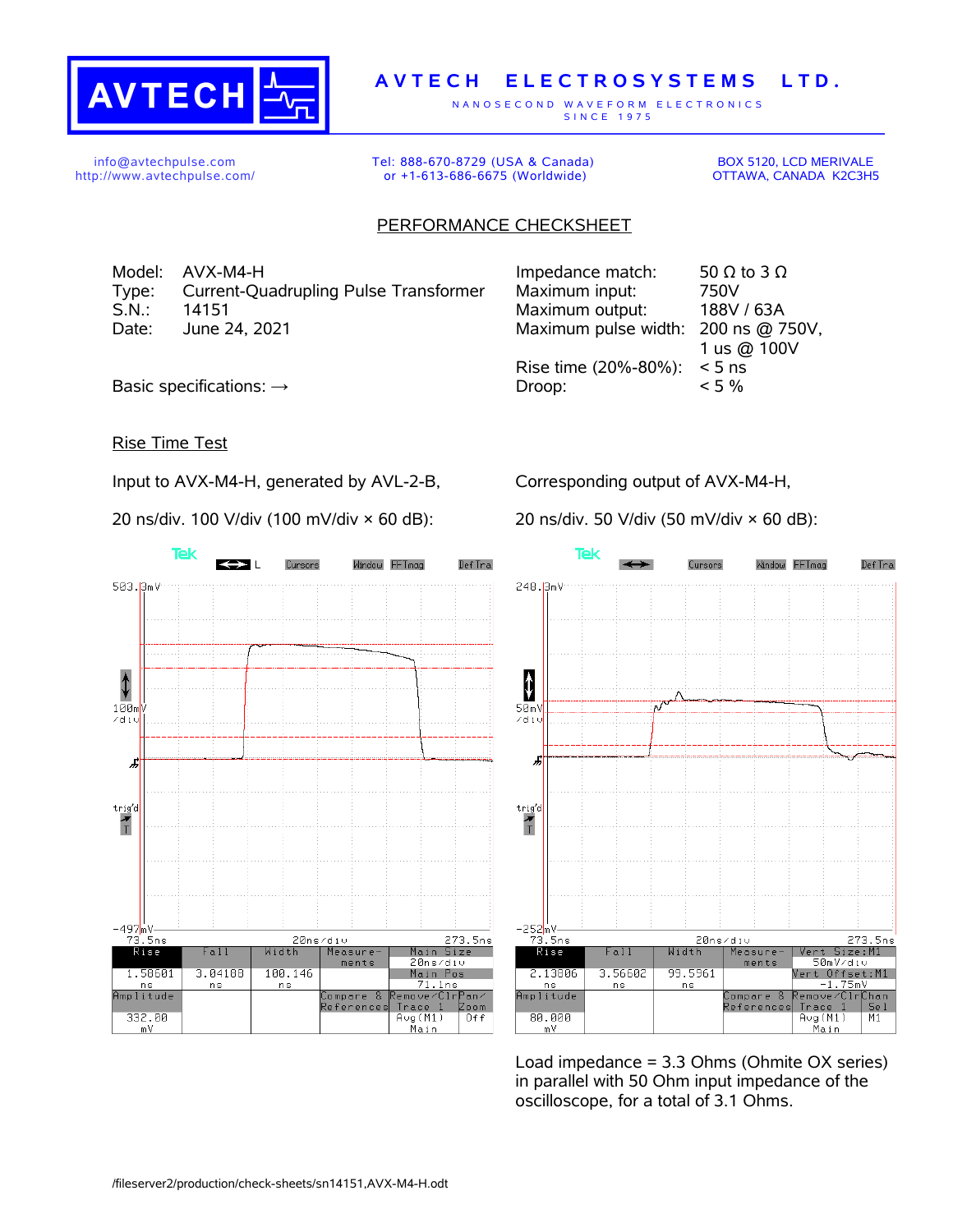**AVTECH ELECTROSYSTEMS LTD.**

NANOSECOND WAVEFORM ELECTRONICS
SINCE 1975

info@avtechpulse.com
http://www.avtechpulse.com/

Tel: 888-670-8729 (USA & Canada)
or +1-613-686-6675 (Worldwide)

BOX 5120, LCD MERIVALE
OTTAWA, CANADA K2C3H5

## PERFORMANCE CHECKSHEET

Model: AVX-M4-H
Type: Current-Quadrupling Pulse Transformer
S.N.: 14151
Date: June 24, 2021

Basic specifications: →

| | |
|---|---|
| Impedance match: | 50 Ω to 3 Ω |
| Maximum input: | 750V |
| Maximum output: | 188V / 63A |
| Maximum pulse width: | 200 ns @ 750V, 1 us @ 100V |
| Rise time (20%-80%): | < 5 ns |
| Droop: | < 5 % |

### Rise Time Test

Input to AVX-M4-H, generated by AVL-2-B,

20 ns/div. 100 V/div (100 mV/div × 60 dB):

| Rise | Fall | Width | Amplitude |
|---|---|---|---|
| 1.58601 ns | 3.04188 ns | 100.146 ns | 332.00 mV |

Corresponding output of AVX-M4-H,

20 ns/div. 50 V/div (50 mV/div × 60 dB):

| Rise | Fall | Width | Amplitude |
|---|---|---|---|
| 2.13806 ns | 3.56602 ns | 99.5961 ns | 80.000 mV |

Load impedance = 3.3 Ohms (Ohmite OX series) in parallel with 50 Ohm input impedance of the oscilloscope, for a total of 3.1 Ohms.

/fileserver2/production/check-sheets/sn14151,AVX-M4-H.odt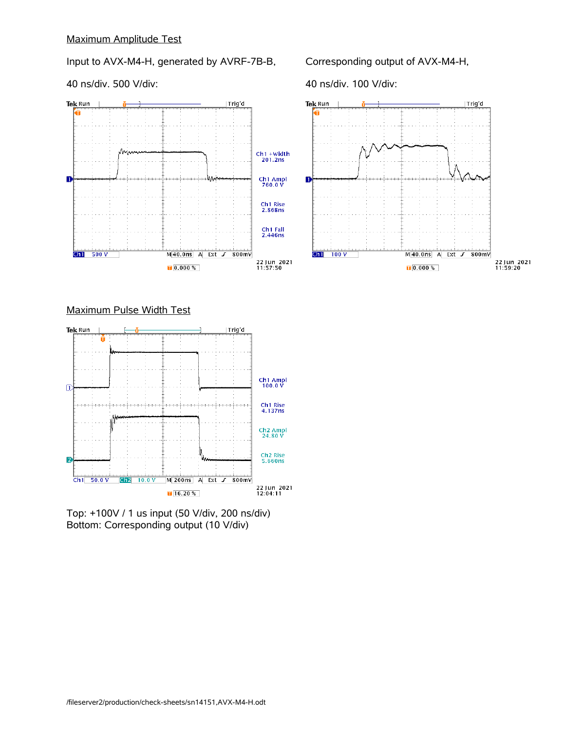## Maximum Amplitude Test

Input to AVX-M4-H, generated by AVRF-7B-B,

40 ns/div. 500 V/div:

Tek Run Trig'd

Ch1 +Width 201.2ns

Ch1 Ampl 760.0 V

Ch1 Rise 2.868ns

Ch1 Fall 2.446ns

Ch1 500 V M 40.0ns A Ext 800mV

0.000 %

22 Jun 2021 11:57:50

Corresponding output of AVX-M4-H,

40 ns/div. 100 V/div:

Tek Run Trig'd

Ch1 100 V M 40.0ns A Ext 800mV

0.000 %

22 Jun 2021 11:59:20

## Maximum Pulse Width Test

Tek Run Trig'd

Ch1 Ampl 100.0 V

Ch1 Rise 4.137ns

Ch2 Ampl 24.80 V

Ch2 Rise 5.660ns

Ch1 50.0 V Ch2 10.0 V M 200ns A Ext 800mV

16.20 %

22 Jun 2021 12:04:11

Top: +100V / 1 us input (50 V/div, 200 ns/div)
Bottom: Corresponding output (10 V/div)